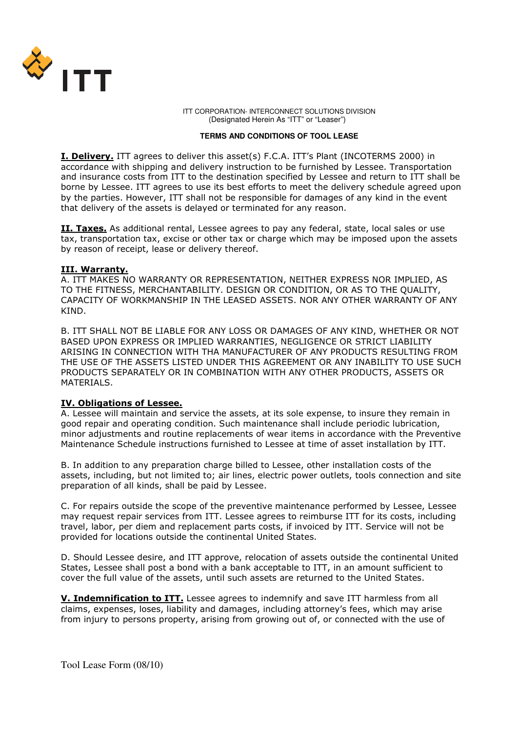ITT CORPORATION- INTERCONNECT SOLUTIONS DIVISION
(Designated Herein As "ITT" or "Leaser")

**TERMS AND CONDITIONS OF TOOL LEASE**

**I. Delivery.** ITT agrees to deliver this asset(s) F.C.A. ITT's Plant (INCOTERMS 2000) in accordance with shipping and delivery instruction to be furnished by Lessee. Transportation and insurance costs from ITT to the destination specified by Lessee and return to ITT shall be borne by Lessee. ITT agrees to use its best efforts to meet the delivery schedule agreed upon by the parties. However, ITT shall not be responsible for damages of any kind in the event that delivery of the assets is delayed or terminated for any reason.

**II. Taxes.** As additional rental, Lessee agrees to pay any federal, state, local sales or use tax, transportation tax, excise or other tax or charge which may be imposed upon the assets by reason of receipt, lease or delivery thereof.

**III. Warranty.**

A. ITT MAKES NO WARRANTY OR REPRESENTATION, NEITHER EXPRESS NOR IMPLIED, AS TO THE FITNESS, MERCHANTABILITY. DESIGN OR CONDITION, OR AS TO THE QUALITY, CAPACITY OF WORKMANSHIP IN THE LEASED ASSETS. NOR ANY OTHER WARRANTY OF ANY KIND.

B. ITT SHALL NOT BE LIABLE FOR ANY LOSS OR DAMAGES OF ANY KIND, WHETHER OR NOT BASED UPON EXPRESS OR IMPLIED WARRANTIES, NEGLIGENCE OR STRICT LIABILITY ARISING IN CONNECTION WITH THA MANUFACTURER OF ANY PRODUCTS RESULTING FROM THE USE OF THE ASSETS LISTED UNDER THIS AGREEMENT OR ANY INABILITY TO USE SUCH PRODUCTS SEPARATELY OR IN COMBINATION WITH ANY OTHER PRODUCTS, ASSETS OR MATERIALS.

**IV. Obligations of Lessee.**

A. Lessee will maintain and service the assets, at its sole expense, to insure they remain in good repair and operating condition. Such maintenance shall include periodic lubrication, minor adjustments and routine replacements of wear items in accordance with the Preventive Maintenance Schedule instructions furnished to Lessee at time of asset installation by ITT.

B. In addition to any preparation charge billed to Lessee, other installation costs of the assets, including, but not limited to; air lines, electric power outlets, tools connection and site preparation of all kinds, shall be paid by Lessee.

C. For repairs outside the scope of the preventive maintenance performed by Lessee, Lessee may request repair services from ITT. Lessee agrees to reimburse ITT for its costs, including travel, labor, per diem and replacement parts costs, if invoiced by ITT. Service will not be provided for locations outside the continental United States.

D. Should Lessee desire, and ITT approve, relocation of assets outside the continental United States, Lessee shall post a bond with a bank acceptable to ITT, in an amount sufficient to cover the full value of the assets, until such assets are returned to the United States.

**V. Indemnification to ITT.** Lessee agrees to indemnify and save ITT harmless from all claims, expenses, loses, liability and damages, including attorney's fees, which may arise from injury to persons property, arising from growing out of, or connected with the use of

Tool Lease Form (08/10)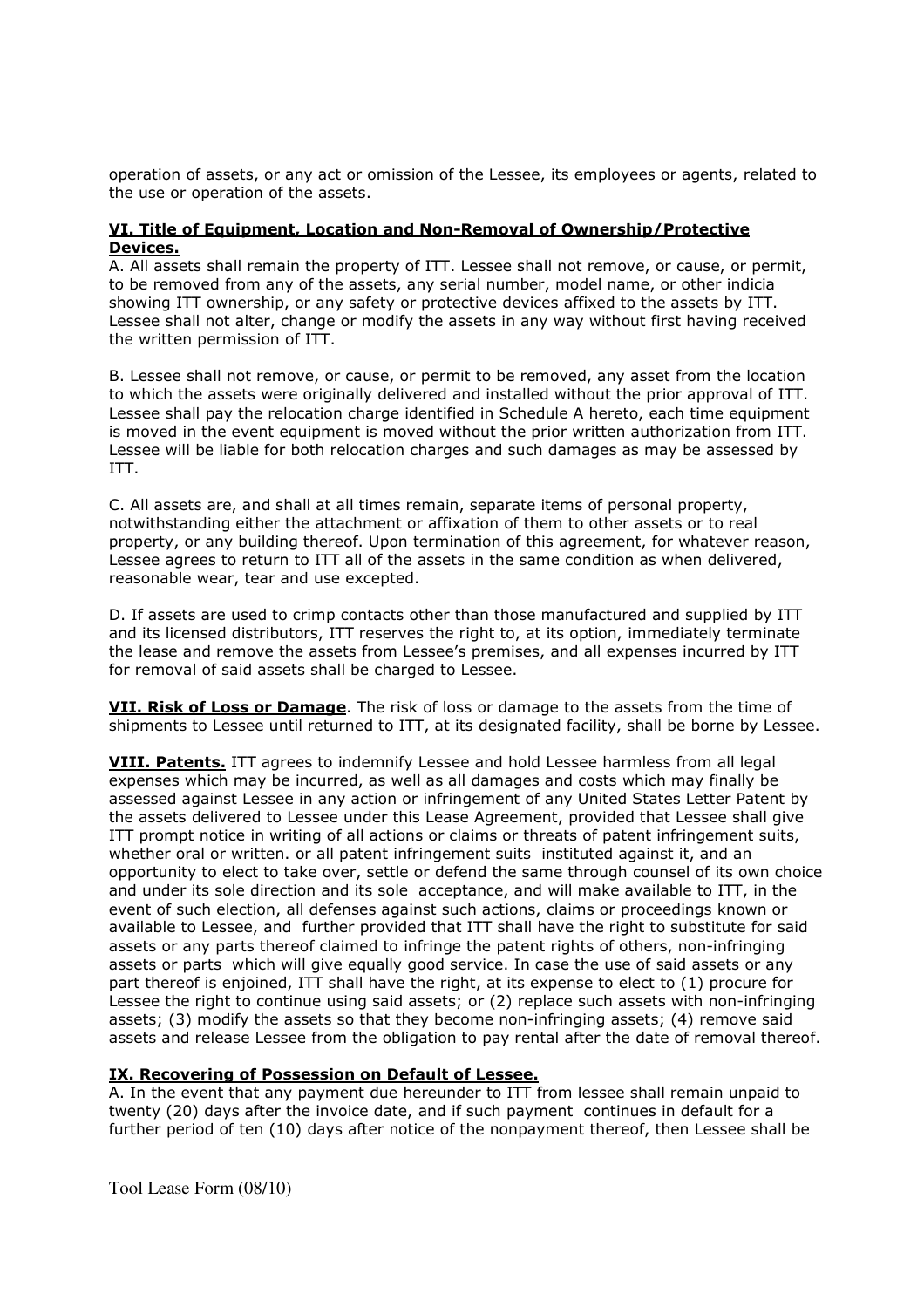operation of assets, or any act or omission of the Lessee, its employees or agents, related to the use or operation of the assets.

**VI. Title of Equipment, Location and Non-Removal of Ownership/Protective Devices.**

A. All assets shall remain the property of ITT. Lessee shall not remove, or cause, or permit, to be removed from any of the assets, any serial number, model name, or other indicia showing ITT ownership, or any safety or protective devices affixed to the assets by ITT. Lessee shall not alter, change or modify the assets in any way without first having received the written permission of ITT.

B. Lessee shall not remove, or cause, or permit to be removed, any asset from the location to which the assets were originally delivered and installed without the prior approval of ITT. Lessee shall pay the relocation charge identified in Schedule A hereto, each time equipment is moved in the event equipment is moved without the prior written authorization from ITT. Lessee will be liable for both relocation charges and such damages as may be assessed by ITT.

C. All assets are, and shall at all times remain, separate items of personal property, notwithstanding either the attachment or affixation of them to other assets or to real property, or any building thereof. Upon termination of this agreement, for whatever reason, Lessee agrees to return to ITT all of the assets in the same condition as when delivered, reasonable wear, tear and use excepted.

D. If assets are used to crimp contacts other than those manufactured and supplied by ITT and its licensed distributors, ITT reserves the right to, at its option, immediately terminate the lease and remove the assets from Lessee's premises, and all expenses incurred by ITT for removal of said assets shall be charged to Lessee.

**VII. Risk of Loss or Damage**. The risk of loss or damage to the assets from the time of shipments to Lessee until returned to ITT, at its designated facility, shall be borne by Lessee.

**VIII. Patents.** ITT agrees to indemnify Lessee and hold Lessee harmless from all legal expenses which may be incurred, as well as all damages and costs which may finally be assessed against Lessee in any action or infringement of any United States Letter Patent by the assets delivered to Lessee under this Lease Agreement, provided that Lessee shall give ITT prompt notice in writing of all actions or claims or threats of patent infringement suits, whether oral or written. or all patent infringement suits instituted against it, and an opportunity to elect to take over, settle or defend the same through counsel of its own choice and under its sole direction and its sole acceptance, and will make available to ITT, in the event of such election, all defenses against such actions, claims or proceedings known or available to Lessee, and further provided that ITT shall have the right to substitute for said assets or any parts thereof claimed to infringe the patent rights of others, non-infringing assets or parts which will give equally good service. In case the use of said assets or any part thereof is enjoined, ITT shall have the right, at its expense to elect to (1) procure for Lessee the right to continue using said assets; or (2) replace such assets with non-infringing assets; (3) modify the assets so that they become non-infringing assets; (4) remove said assets and release Lessee from the obligation to pay rental after the date of removal thereof.

**IX. Recovering of Possession on Default of Lessee.**

A. In the event that any payment due hereunder to ITT from lessee shall remain unpaid to twenty (20) days after the invoice date, and if such payment continues in default for a further period of ten (10) days after notice of the nonpayment thereof, then Lessee shall be

Tool Lease Form (08/10)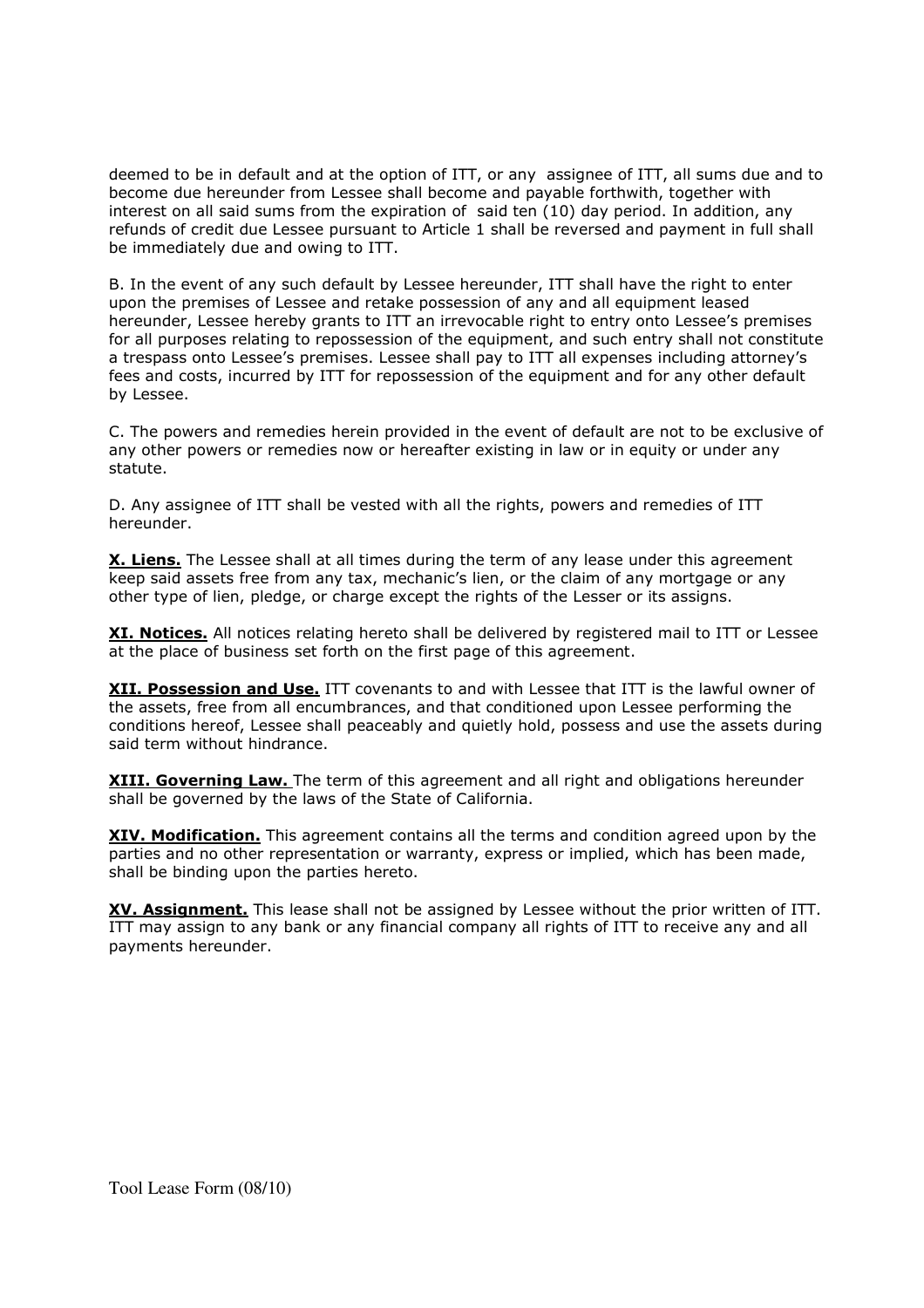deemed to be in default and at the option of ITT, or any assignee of ITT, all sums due and to become due hereunder from Lessee shall become and payable forthwith, together with interest on all said sums from the expiration of said ten (10) day period. In addition, any refunds of credit due Lessee pursuant to Article 1 shall be reversed and payment in full shall be immediately due and owing to ITT.

B. In the event of any such default by Lessee hereunder, ITT shall have the right to enter upon the premises of Lessee and retake possession of any and all equipment leased hereunder, Lessee hereby grants to ITT an irrevocable right to entry onto Lessee's premises for all purposes relating to repossession of the equipment, and such entry shall not constitute a trespass onto Lessee's premises. Lessee shall pay to ITT all expenses including attorney's fees and costs, incurred by ITT for repossession of the equipment and for any other default by Lessee.

C. The powers and remedies herein provided in the event of default are not to be exclusive of any other powers or remedies now or hereafter existing in law or in equity or under any statute.

D. Any assignee of ITT shall be vested with all the rights, powers and remedies of ITT hereunder.

**X. Liens.** The Lessee shall at all times during the term of any lease under this agreement keep said assets free from any tax, mechanic's lien, or the claim of any mortgage or any other type of lien, pledge, or charge except the rights of the Lesser or its assigns.

**XI. Notices.** All notices relating hereto shall be delivered by registered mail to ITT or Lessee at the place of business set forth on the first page of this agreement.

**XII. Possession and Use.** ITT covenants to and with Lessee that ITT is the lawful owner of the assets, free from all encumbrances, and that conditioned upon Lessee performing the conditions hereof, Lessee shall peaceably and quietly hold, possess and use the assets during said term without hindrance.

**XIII. Governing Law.** The term of this agreement and all right and obligations hereunder shall be governed by the laws of the State of California.

**XIV. Modification.** This agreement contains all the terms and condition agreed upon by the parties and no other representation or warranty, express or implied, which has been made, shall be binding upon the parties hereto.

**XV. Assignment.** This lease shall not be assigned by Lessee without the prior written of ITT. ITT may assign to any bank or any financial company all rights of ITT to receive any and all payments hereunder.

Tool Lease Form (08/10)